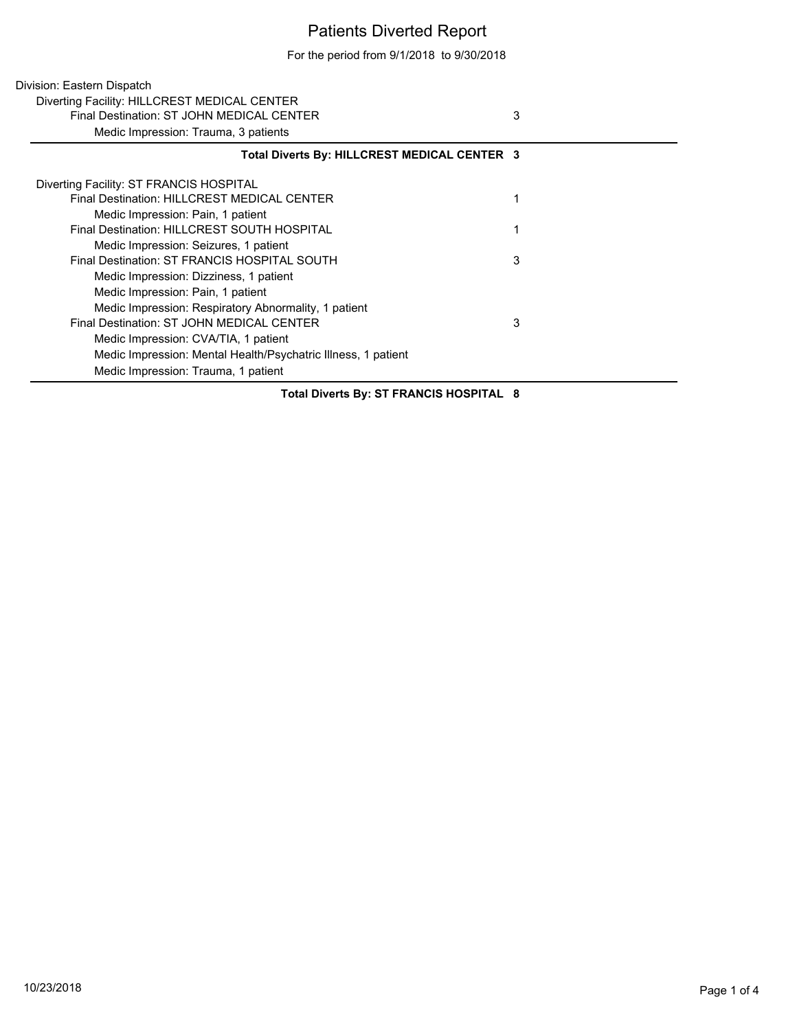# Patients Diverted Report

For the period from 9/1/2018 to 9/30/2018

Division: Eastern Dispatch

Diverting Facility: HILLCREST MEDICAL CENTER

| | |
|---|---|
| Final Destination: ST JOHN MEDICAL CENTER | 3 |
| Medic Impression: Trauma, 3 patients | |

**Total Diverts By: HILLCREST MEDICAL CENTER 3**

Diverting Facility: ST FRANCIS HOSPITAL

| | |
|---|---|
| Final Destination: HILLCREST MEDICAL CENTER | 1 |
| Medic Impression: Pain, 1 patient | |
| Final Destination: HILLCREST SOUTH HOSPITAL | 1 |
| Medic Impression: Seizures, 1 patient | |
| Final Destination: ST FRANCIS HOSPITAL SOUTH | 3 |
| Medic Impression: Dizziness, 1 patient | |
| Medic Impression: Pain, 1 patient | |
| Medic Impression: Respiratory Abnormality, 1 patient | |
| Final Destination: ST JOHN MEDICAL CENTER | 3 |
| Medic Impression: CVA/TIA, 1 patient | |
| Medic Impression: Mental Health/Psychatric Illness, 1 patient | |
| Medic Impression: Trauma, 1 patient | |

**Total Diverts By: ST FRANCIS HOSPITAL 8**

10/23/2018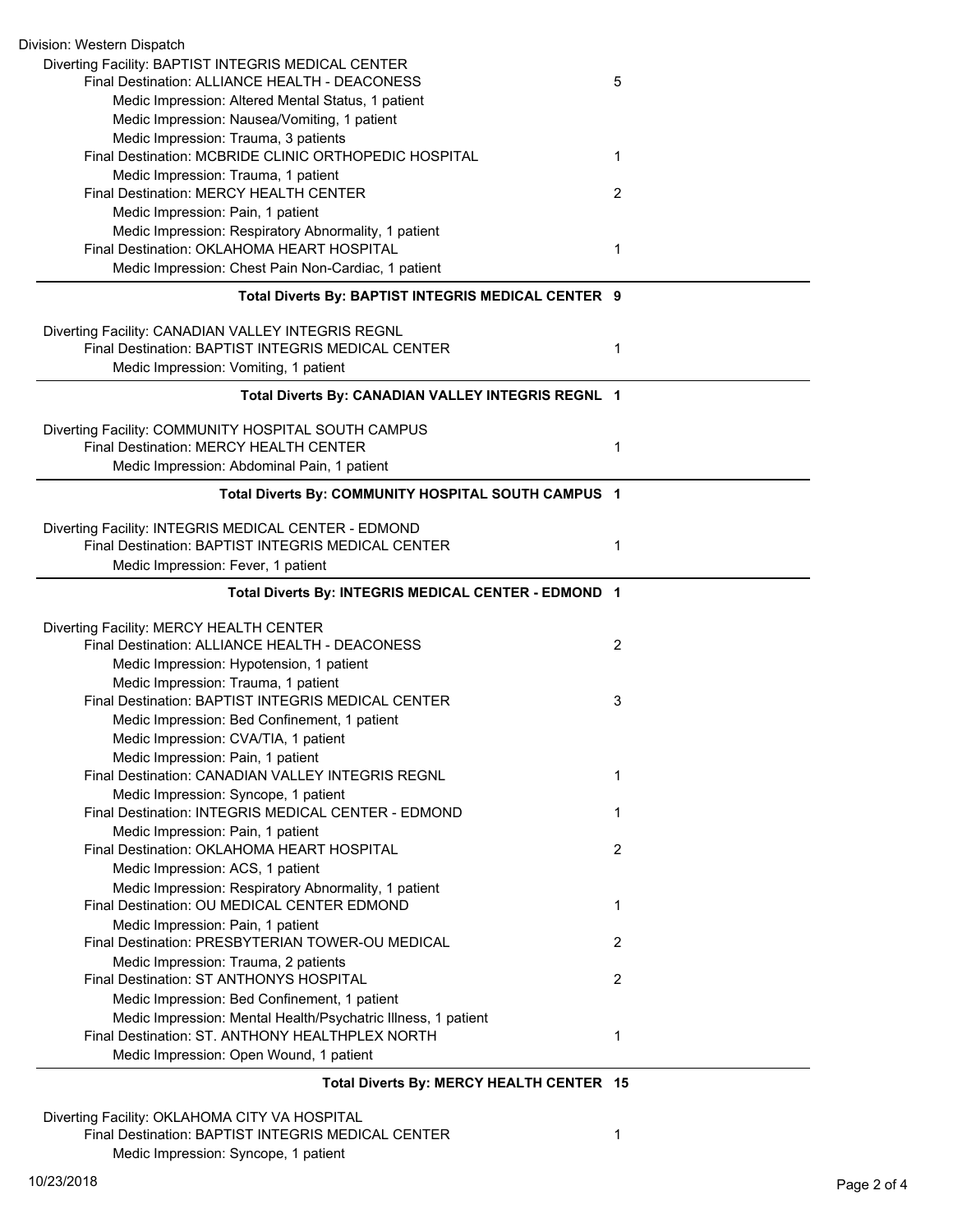Division: Western Dispatch

Diverting Facility: BAPTIST INTEGRIS MEDICAL CENTER

| | |
|---|---|
| Final Destination: ALLIANCE HEALTH - DEACONESS | 5 |
| Medic Impression: Altered Mental Status, 1 patient | |
| Medic Impression: Nausea/Vomiting, 1 patient | |
| Medic Impression: Trauma, 3 patients | |
| Final Destination: MCBRIDE CLINIC ORTHOPEDIC HOSPITAL | 1 |
| Medic Impression: Trauma, 1 patient | |
| Final Destination: MERCY HEALTH CENTER | 2 |
| Medic Impression: Pain, 1 patient | |
| Medic Impression: Respiratory Abnormality, 1 patient | |
| Final Destination: OKLAHOMA HEART HOSPITAL | 1 |
| Medic Impression: Chest Pain Non-Cardiac, 1 patient | |

**Total Diverts By: BAPTIST INTEGRIS MEDICAL CENTER 9**

Diverting Facility: CANADIAN VALLEY INTEGRIS REGNL

| | |
|---|---|
| Final Destination: BAPTIST INTEGRIS MEDICAL CENTER | 1 |
| Medic Impression: Vomiting, 1 patient | |

**Total Diverts By: CANADIAN VALLEY INTEGRIS REGNL 1**

Diverting Facility: COMMUNITY HOSPITAL SOUTH CAMPUS

| | |
|---|---|
| Final Destination: MERCY HEALTH CENTER | 1 |
| Medic Impression: Abdominal Pain, 1 patient | |

**Total Diverts By: COMMUNITY HOSPITAL SOUTH CAMPUS 1**

Diverting Facility: INTEGRIS MEDICAL CENTER - EDMOND

| | |
|---|---|
| Final Destination: BAPTIST INTEGRIS MEDICAL CENTER | 1 |
| Medic Impression: Fever, 1 patient | |

**Total Diverts By: INTEGRIS MEDICAL CENTER - EDMOND 1**

Diverting Facility: MERCY HEALTH CENTER

| | |
|---|---|
| Final Destination: ALLIANCE HEALTH - DEACONESS | 2 |
| Medic Impression: Hypotension, 1 patient | |
| Medic Impression: Trauma, 1 patient | |
| Final Destination: BAPTIST INTEGRIS MEDICAL CENTER | 3 |
| Medic Impression: Bed Confinement, 1 patient | |
| Medic Impression: CVA/TIA, 1 patient | |
| Medic Impression: Pain, 1 patient | |
| Final Destination: CANADIAN VALLEY INTEGRIS REGNL | 1 |
| Medic Impression: Syncope, 1 patient | |
| Final Destination: INTEGRIS MEDICAL CENTER - EDMOND | 1 |
| Medic Impression: Pain, 1 patient | |
| Final Destination: OKLAHOMA HEART HOSPITAL | 2 |
| Medic Impression: ACS, 1 patient | |
| Medic Impression: Respiratory Abnormality, 1 patient | |
| Final Destination: OU MEDICAL CENTER EDMOND | 1 |
| Medic Impression: Pain, 1 patient | |
| Final Destination: PRESBYTERIAN TOWER-OU MEDICAL | 2 |
| Medic Impression: Trauma, 2 patients | |
| Final Destination: ST ANTHONYS HOSPITAL | 2 |
| Medic Impression: Bed Confinement, 1 patient | |
| Medic Impression: Mental Health/Psychatric Illness, 1 patient | |
| Final Destination: ST. ANTHONY HEALTHPLEX NORTH | 1 |
| Medic Impression: Open Wound, 1 patient | |

**Total Diverts By: MERCY HEALTH CENTER 15**

Diverting Facility: OKLAHOMA CITY VA HOSPITAL

| | |
|---|---|
| Final Destination: BAPTIST INTEGRIS MEDICAL CENTER | 1 |
| Medic Impression: Syncope, 1 patient | |

10/23/2018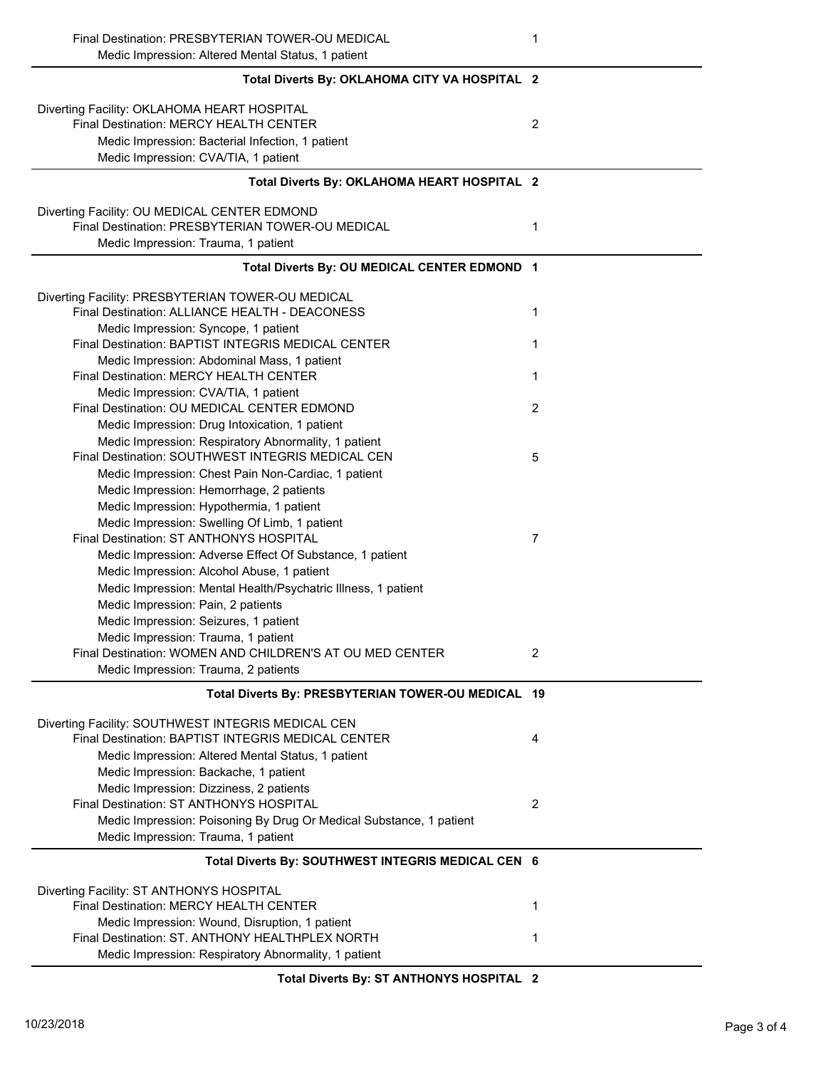Final Destination: PRESBYTERIAN TOWER-OU MEDICAL 1

Medic Impression: Altered Mental Status, 1 patient

**Total Diverts By: OKLAHOMA CITY VA HOSPITAL 2**

---

Diverting Facility: OKLAHOMA HEART HOSPITAL

Final Destination: MERCY HEALTH CENTER 2

Medic Impression: Bacterial Infection, 1 patient

Medic Impression: CVA/TIA, 1 patient

**Total Diverts By: OKLAHOMA HEART HOSPITAL 2**

---

Diverting Facility: OU MEDICAL CENTER EDMOND

Final Destination: PRESBYTERIAN TOWER-OU MEDICAL 1

Medic Impression: Trauma, 1 patient

**Total Diverts By: OU MEDICAL CENTER EDMOND 1**

---

Diverting Facility: PRESBYTERIAN TOWER-OU MEDICAL

Final Destination: ALLIANCE HEALTH - DEACONESS 1

Medic Impression: Syncope, 1 patient

Final Destination: BAPTIST INTEGRIS MEDICAL CENTER 1

Medic Impression: Abdominal Mass, 1 patient

Final Destination: MERCY HEALTH CENTER 1

Medic Impression: CVA/TIA, 1 patient

Final Destination: OU MEDICAL CENTER EDMOND 2

Medic Impression: Drug Intoxication, 1 patient

Medic Impression: Respiratory Abnormality, 1 patient

Final Destination: SOUTHWEST INTEGRIS MEDICAL CEN 5

Medic Impression: Chest Pain Non-Cardiac, 1 patient

Medic Impression: Hemorrhage, 2 patients

Medic Impression: Hypothermia, 1 patient

Medic Impression: Swelling Of Limb, 1 patient

Final Destination: ST ANTHONYS HOSPITAL 7

Medic Impression: Adverse Effect Of Substance, 1 patient

Medic Impression: Alcohol Abuse, 1 patient

Medic Impression: Mental Health/Psychatric Illness, 1 patient

Medic Impression: Pain, 2 patients

Medic Impression: Seizures, 1 patient

Medic Impression: Trauma, 1 patient

Final Destination: WOMEN AND CHILDREN'S AT OU MED CENTER 2

Medic Impression: Trauma, 2 patients

**Total Diverts By: PRESBYTERIAN TOWER-OU MEDICAL 19**

---

Diverting Facility: SOUTHWEST INTEGRIS MEDICAL CEN

Final Destination: BAPTIST INTEGRIS MEDICAL CENTER 4

Medic Impression: Altered Mental Status, 1 patient

Medic Impression: Backache, 1 patient

Medic Impression: Dizziness, 2 patients

Final Destination: ST ANTHONYS HOSPITAL 2

Medic Impression: Poisoning By Drug Or Medical Substance, 1 patient

Medic Impression: Trauma, 1 patient

**Total Diverts By: SOUTHWEST INTEGRIS MEDICAL CEN 6**

---

Diverting Facility: ST ANTHONYS HOSPITAL

Final Destination: MERCY HEALTH CENTER 1

Medic Impression: Wound, Disruption, 1 patient

Final Destination: ST. ANTHONY HEALTHPLEX NORTH 1

Medic Impression: Respiratory Abnormality, 1 patient

**Total Diverts By: ST ANTHONYS HOSPITAL 2**

10/23/2018